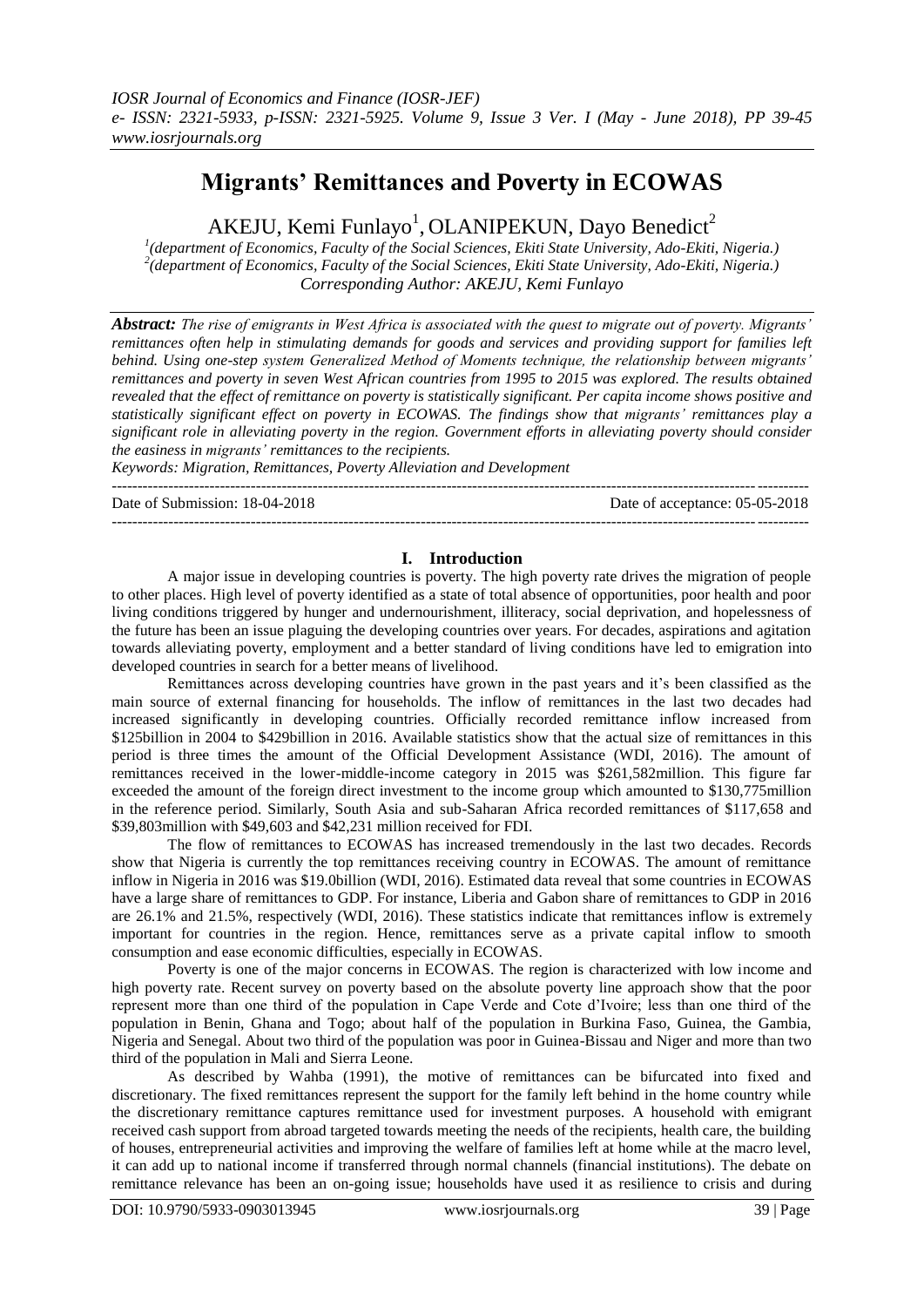# Migrants' Remittances and Poverty in ECOWAS

AKEJU, Kemi Funlayo[1], OLANIPEKUN, Dayo Benedict[2]

[1](department of Economics, Faculty of the Social Sciences, Ekiti State University, Ado-Ekiti, Nigeria.)
[2](department of Economics, Faculty of the Social Sciences, Ekiti State University, Ado-Ekiti, Nigeria.)
*Corresponding Author: AKEJU, Kemi Funlayo*

***Abstract:*** *The rise of emigrants in West Africa is associated with the quest to migrate out of poverty. Migrants' remittances often help in stimulating demands for goods and services and providing support for families left behind. Using one-step system Generalized Method of Moments technique, the relationship between migrants' remittances and poverty in seven West African countries from 1995 to 2015 was explored. The results obtained revealed that the effect of remittance on poverty is statistically significant. Per capita income shows positive and statistically significant effect on poverty in ECOWAS. The findings show that migrants' remittances play a significant role in alleviating poverty in the region. Government efforts in alleviating poverty should consider the easiness in migrants' remittances to the recipients.*

*Keywords: Migration, Remittances, Poverty Alleviation and Development*

---

Date of Submission: 18-04-2018 | Date of acceptance: 05-05-2018

---

## I. Introduction

A major issue in developing countries is poverty. The high poverty rate drives the migration of people to other places. High level of poverty identified as a state of total absence of opportunities, poor health and poor living conditions triggered by hunger and undernourishment, illiteracy, social deprivation, and hopelessness of the future has been an issue plaguing the developing countries over years. For decades, aspirations and agitation towards alleviating poverty, employment and a better standard of living conditions have led to emigration into developed countries in search for a better means of livelihood.

Remittances across developing countries have grown in the past years and it's been classified as the main source of external financing for households. The inflow of remittances in the last two decades had increased significantly in developing countries. Officially recorded remittance inflow increased from $125billion in 2004 to $429billion in 2016. Available statistics show that the actual size of remittances in this period is three times the amount of the Official Development Assistance (WDI, 2016). The amount of remittances received in the lower-middle-income category in 2015 was $261,582million. This figure far exceeded the amount of the foreign direct investment to the income group which amounted to $130,775million in the reference period. Similarly, South Asia and sub-Saharan Africa recorded remittances of $117,658 and $39,803million with $49,603 and $42,231 million received for FDI.

The flow of remittances to ECOWAS has increased tremendously in the last two decades. Records show that Nigeria is currently the top remittances receiving country in ECOWAS. The amount of remittance inflow in Nigeria in 2016 was $19.0billion (WDI, 2016). Estimated data reveal that some countries in ECOWAS have a large share of remittances to GDP. For instance, Liberia and Gabon share of remittances to GDP in 2016 are 26.1% and 21.5%, respectively (WDI, 2016). These statistics indicate that remittances inflow is extremely important for countries in the region. Hence, remittances serve as a private capital inflow to smooth consumption and ease economic difficulties, especially in ECOWAS.

Poverty is one of the major concerns in ECOWAS. The region is characterized with low income and high poverty rate. Recent survey on poverty based on the absolute poverty line approach show that the poor represent more than one third of the population in Cape Verde and Cote d'Ivoire; less than one third of the population in Benin, Ghana and Togo; about half of the population in Burkina Faso, Guinea, the Gambia, Nigeria and Senegal. About two third of the population was poor in Guinea-Bissau and Niger and more than two third of the population in Mali and Sierra Leone.

As described by Wahba (1991), the motive of remittances can be bifurcated into fixed and discretionary. The fixed remittances represent the support for the family left behind in the home country while the discretionary remittance captures remittance used for investment purposes. A household with emigrant received cash support from abroad targeted towards meeting the needs of the recipients, health care, the building of houses, entrepreneurial activities and improving the welfare of families left at home while at the macro level, it can add up to national income if transferred through normal channels (financial institutions). The debate on remittance relevance has been an on-going issue; households have used it as resilience to crisis and during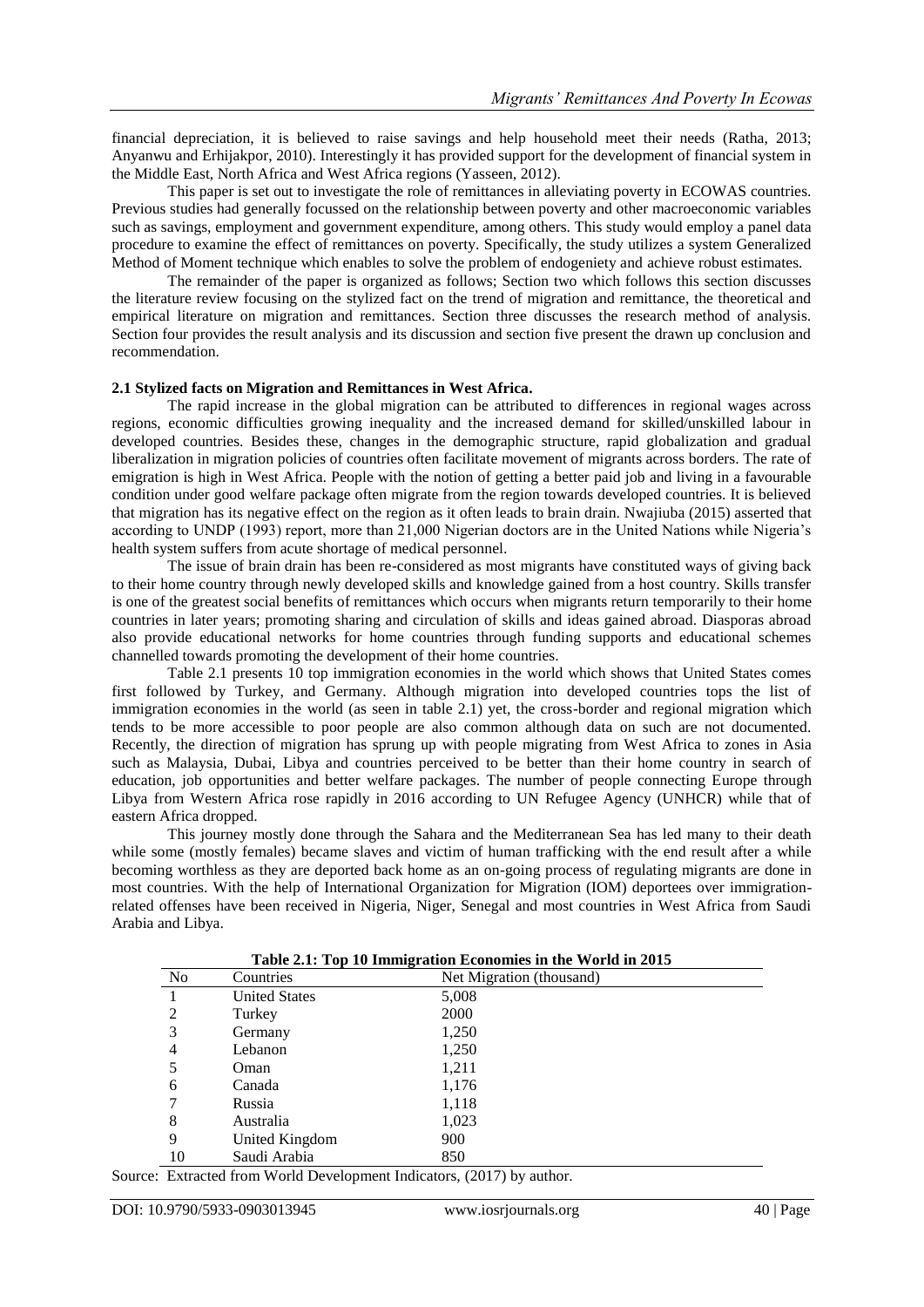financial depreciation, it is believed to raise savings and help household meet their needs (Ratha, 2013; Anyanwu and Erhijakpor, 2010). Interestingly it has provided support for the development of financial system in the Middle East, North Africa and West Africa regions (Yasseen, 2012).

This paper is set out to investigate the role of remittances in alleviating poverty in ECOWAS countries. Previous studies had generally focussed on the relationship between poverty and other macroeconomic variables such as savings, employment and government expenditure, among others. This study would employ a panel data procedure to examine the effect of remittances on poverty. Specifically, the study utilizes a system Generalized Method of Moment technique which enables to solve the problem of endogeniety and achieve robust estimates.

The remainder of the paper is organized as follows; Section two which follows this section discusses the literature review focusing on the stylized fact on the trend of migration and remittance, the theoretical and empirical literature on migration and remittances. Section three discusses the research method of analysis. Section four provides the result analysis and its discussion and section five present the drawn up conclusion and recommendation.

**2.1 Stylized facts on Migration and Remittances in West Africa.**

The rapid increase in the global migration can be attributed to differences in regional wages across regions, economic difficulties growing inequality and the increased demand for skilled/unskilled labour in developed countries. Besides these, changes in the demographic structure, rapid globalization and gradual liberalization in migration policies of countries often facilitate movement of migrants across borders. The rate of emigration is high in West Africa. People with the notion of getting a better paid job and living in a favourable condition under good welfare package often migrate from the region towards developed countries. It is believed that migration has its negative effect on the region as it often leads to brain drain. Nwajiuba (2015) asserted that according to UNDP (1993) report, more than 21,000 Nigerian doctors are in the United Nations while Nigeria's health system suffers from acute shortage of medical personnel.

The issue of brain drain has been re-considered as most migrants have constituted ways of giving back to their home country through newly developed skills and knowledge gained from a host country. Skills transfer is one of the greatest social benefits of remittances which occurs when migrants return temporarily to their home countries in later years; promoting sharing and circulation of skills and ideas gained abroad. Diasporas abroad also provide educational networks for home countries through funding supports and educational schemes channelled towards promoting the development of their home countries.

Table 2.1 presents 10 top immigration economies in the world which shows that United States comes first followed by Turkey, and Germany. Although migration into developed countries tops the list of immigration economies in the world (as seen in table 2.1) yet, the cross-border and regional migration which tends to be more accessible to poor people are also common although data on such are not documented. Recently, the direction of migration has sprung up with people migrating from West Africa to zones in Asia such as Malaysia, Dubai, Libya and countries perceived to be better than their home country in search of education, job opportunities and better welfare packages. The number of people connecting Europe through Libya from Western Africa rose rapidly in 2016 according to UN Refugee Agency (UNHCR) while that of eastern Africa dropped.

This journey mostly done through the Sahara and the Mediterranean Sea has led many to their death while some (mostly females) became slaves and victim of human trafficking with the end result after a while becoming worthless as they are deported back home as an on-going process of regulating migrants are done in most countries. With the help of International Organization for Migration (IOM) deportees over immigration-related offenses have been received in Nigeria, Niger, Senegal and most countries in West Africa from Saudi Arabia and Libya.

**Table 2.1: Top 10 Immigration Economies in the World in 2015**

| No | Countries | Net Migration (thousand) |
|---|---|---|
| 1 | United States | 5,008 |
| 2 | Turkey | 2000 |
| 3 | Germany | 1,250 |
| 4 | Lebanon | 1,250 |
| 5 | Oman | 1,211 |
| 6 | Canada | 1,176 |
| 7 | Russia | 1,118 |
| 8 | Australia | 1,023 |
| 9 | United Kingdom | 900 |
| 10 | Saudi Arabia | 850 |

Source: Extracted from World Development Indicators, (2017) by author.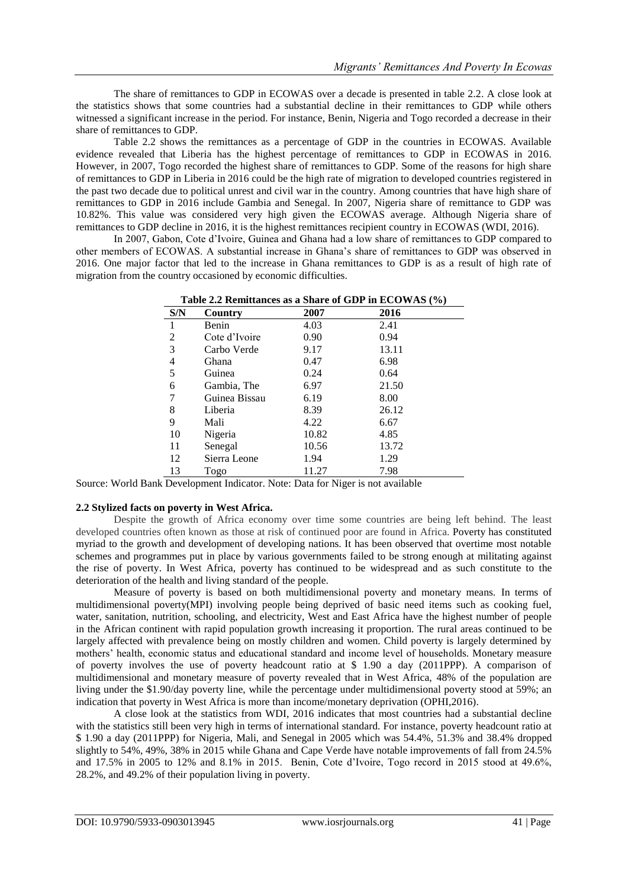The share of remittances to GDP in ECOWAS over a decade is presented in table 2.2. A close look at the statistics shows that some countries had a substantial decline in their remittances to GDP while others witnessed a significant increase in the period. For instance, Benin, Nigeria and Togo recorded a decrease in their share of remittances to GDP.

Table 2.2 shows the remittances as a percentage of GDP in the countries in ECOWAS. Available evidence revealed that Liberia has the highest percentage of remittances to GDP in ECOWAS in 2016. However, in 2007, Togo recorded the highest share of remittances to GDP. Some of the reasons for high share of remittances to GDP in Liberia in 2016 could be the high rate of migration to developed countries registered in the past two decade due to political unrest and civil war in the country. Among countries that have high share of remittances to GDP in 2016 include Gambia and Senegal. In 2007, Nigeria share of remittance to GDP was 10.82%. This value was considered very high given the ECOWAS average. Although Nigeria share of remittances to GDP decline in 2016, it is the highest remittances recipient country in ECOWAS (WDI, 2016).

In 2007, Gabon, Cote d'Ivoire, Guinea and Ghana had a low share of remittances to GDP compared to other members of ECOWAS. A substantial increase in Ghana's share of remittances to GDP was observed in 2016. One major factor that led to the increase in Ghana remittances to GDP is as a result of high rate of migration from the country occasioned by economic difficulties.

**Table 2.2 Remittances as a Share of GDP in ECOWAS (%)**

| S/N | Country | 2007 | 2016 |
|---|---|---|---|
| 1 | Benin | 4.03 | 2.41 |
| 2 | Cote d'Ivoire | 0.90 | 0.94 |
| 3 | Carbo Verde | 9.17 | 13.11 |
| 4 | Ghana | 0.47 | 6.98 |
| 5 | Guinea | 0.24 | 0.64 |
| 6 | Gambia, The | 6.97 | 21.50 |
| 7 | Guinea Bissau | 6.19 | 8.00 |
| 8 | Liberia | 8.39 | 26.12 |
| 9 | Mali | 4.22 | 6.67 |
| 10 | Nigeria | 10.82 | 4.85 |
| 11 | Senegal | 10.56 | 13.72 |
| 12 | Sierra Leone | 1.94 | 1.29 |
| 13 | Togo | 11.27 | 7.98 |

Source: World Bank Development Indicator. Note: Data for Niger is not available

### 2.2 Stylized facts on poverty in West Africa.

Despite the growth of Africa economy over time some countries are being left behind. The least developed countries often known as those at risk of continued poor are found in Africa. Poverty has constituted myriad to the growth and development of developing nations. It has been observed that overtime most notable schemes and programmes put in place by various governments failed to be strong enough at militating against the rise of poverty. In West Africa, poverty has continued to be widespread and as such constitute to the deterioration of the health and living standard of the people.

Measure of poverty is based on both multidimensional poverty and monetary means. In terms of multidimensional poverty(MPI) involving people being deprived of basic need items such as cooking fuel, water, sanitation, nutrition, schooling, and electricity, West and East Africa have the highest number of people in the African continent with rapid population growth increasing it proportion. The rural areas continued to be largely affected with prevalence being on mostly children and women. Child poverty is largely determined by mothers' health, economic status and educational standard and income level of households. Monetary measure of poverty involves the use of poverty headcount ratio at \$ 1.90 a day (2011PPP). A comparison of multidimensional and monetary measure of poverty revealed that in West Africa, 48% of the population are living under the \$1.90/day poverty line, while the percentage under multidimensional poverty stood at 59%; an indication that poverty in West Africa is more than income/monetary deprivation (OPHI,2016).

A close look at the statistics from WDI, 2016 indicates that most countries had a substantial decline with the statistics still been very high in terms of international standard. For instance, poverty headcount ratio at \$ 1.90 a day (2011PPP) for Nigeria, Mali, and Senegal in 2005 which was 54.4%, 51.3% and 38.4% dropped slightly to 54%, 49%, 38% in 2015 while Ghana and Cape Verde have notable improvements of fall from 24.5% and 17.5% in 2005 to 12% and 8.1% in 2015. Benin, Cote d'Ivoire, Togo record in 2015 stood at 49.6%, 28.2%, and 49.2% of their population living in poverty.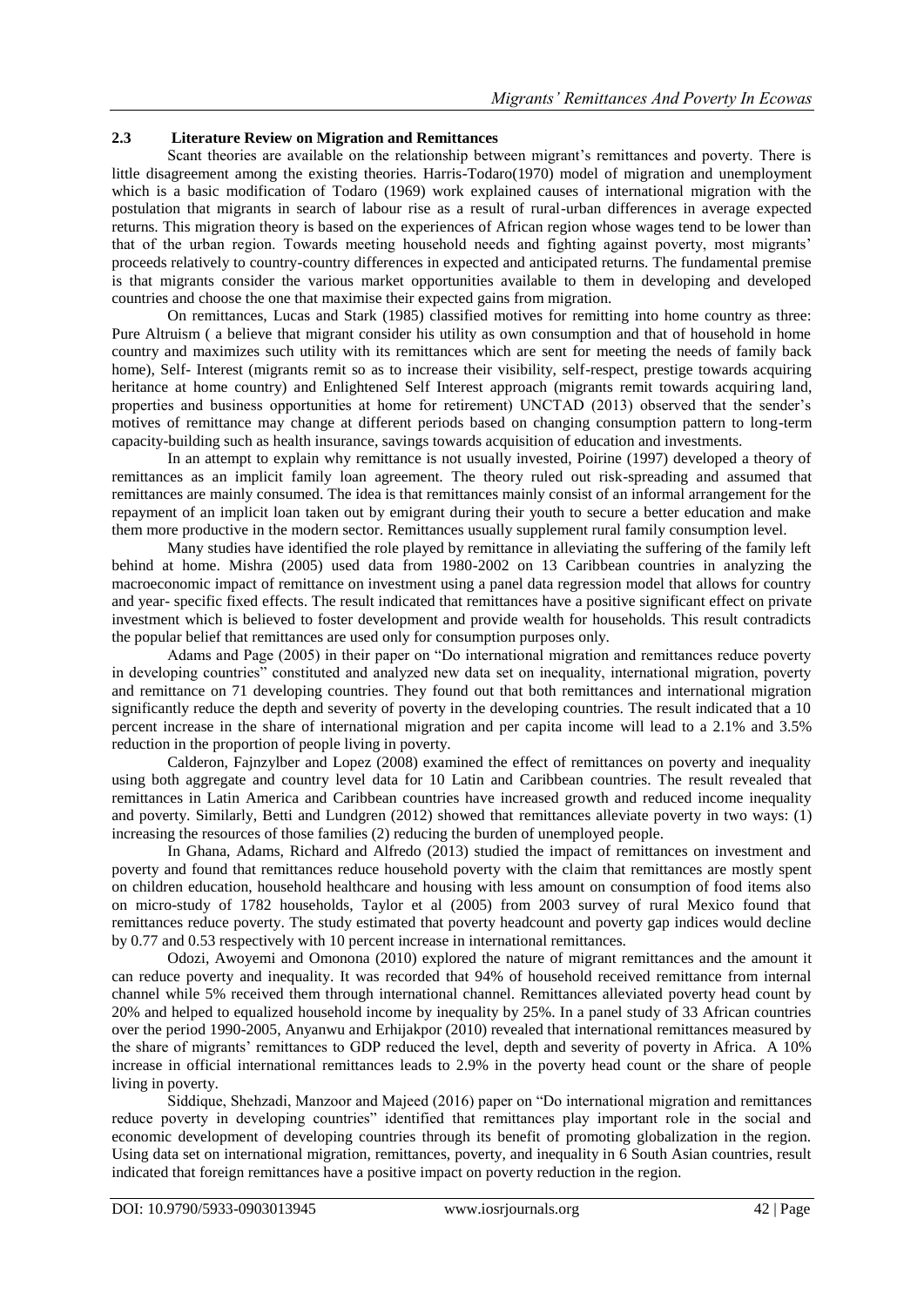### 2.3 Literature Review on Migration and Remittances

Scant theories are available on the relationship between migrant's remittances and poverty. There is little disagreement among the existing theories. Harris-Todaro(1970) model of migration and unemployment which is a basic modification of Todaro (1969) work explained causes of international migration with the postulation that migrants in search of labour rise as a result of rural-urban differences in average expected returns. This migration theory is based on the experiences of African region whose wages tend to be lower than that of the urban region. Towards meeting household needs and fighting against poverty, most migrants' proceeds relatively to country-country differences in expected and anticipated returns. The fundamental premise is that migrants consider the various market opportunities available to them in developing and developed countries and choose the one that maximise their expected gains from migration.

On remittances, Lucas and Stark (1985) classified motives for remitting into home country as three: Pure Altruism ( a believe that migrant consider his utility as own consumption and that of household in home country and maximizes such utility with its remittances which are sent for meeting the needs of family back home), Self- Interest (migrants remit so as to increase their visibility, self-respect, prestige towards acquiring heritance at home country) and Enlightened Self Interest approach (migrants remit towards acquiring land, properties and business opportunities at home for retirement) UNCTAD (2013) observed that the sender's motives of remittance may change at different periods based on changing consumption pattern to long-term capacity-building such as health insurance, savings towards acquisition of education and investments.

In an attempt to explain why remittance is not usually invested, Poirine (1997) developed a theory of remittances as an implicit family loan agreement. The theory ruled out risk-spreading and assumed that remittances are mainly consumed. The idea is that remittances mainly consist of an informal arrangement for the repayment of an implicit loan taken out by emigrant during their youth to secure a better education and make them more productive in the modern sector. Remittances usually supplement rural family consumption level.

Many studies have identified the role played by remittance in alleviating the suffering of the family left behind at home. Mishra (2005) used data from 1980-2002 on 13 Caribbean countries in analyzing the macroeconomic impact of remittance on investment using a panel data regression model that allows for country and year- specific fixed effects. The result indicated that remittances have a positive significant effect on private investment which is believed to foster development and provide wealth for households. This result contradicts the popular belief that remittances are used only for consumption purposes only.

Adams and Page (2005) in their paper on "Do international migration and remittances reduce poverty in developing countries" constituted and analyzed new data set on inequality, international migration, poverty and remittance on 71 developing countries. They found out that both remittances and international migration significantly reduce the depth and severity of poverty in the developing countries. The result indicated that a 10 percent increase in the share of international migration and per capita income will lead to a 2.1% and 3.5% reduction in the proportion of people living in poverty.

Calderon, Fajnzylber and Lopez (2008) examined the effect of remittances on poverty and inequality using both aggregate and country level data for 10 Latin and Caribbean countries. The result revealed that remittances in Latin America and Caribbean countries have increased growth and reduced income inequality and poverty. Similarly, Betti and Lundgren (2012) showed that remittances alleviate poverty in two ways: (1) increasing the resources of those families (2) reducing the burden of unemployed people.

In Ghana, Adams, Richard and Alfredo (2013) studied the impact of remittances on investment and poverty and found that remittances reduce household poverty with the claim that remittances are mostly spent on children education, household healthcare and housing with less amount on consumption of food items also on micro-study of 1782 households, Taylor et al (2005) from 2003 survey of rural Mexico found that remittances reduce poverty. The study estimated that poverty headcount and poverty gap indices would decline by 0.77 and 0.53 respectively with 10 percent increase in international remittances.

Odozi, Awoyemi and Omonona (2010) explored the nature of migrant remittances and the amount it can reduce poverty and inequality. It was recorded that 94% of household received remittance from internal channel while 5% received them through international channel. Remittances alleviated poverty head count by 20% and helped to equalized household income by inequality by 25%. In a panel study of 33 African countries over the period 1990-2005, Anyanwu and Erhijakpor (2010) revealed that international remittances measured by the share of migrants' remittances to GDP reduced the level, depth and severity of poverty in Africa. A 10% increase in official international remittances leads to 2.9% in the poverty head count or the share of people living in poverty.

Siddique, Shehzadi, Manzoor and Majeed (2016) paper on "Do international migration and remittances reduce poverty in developing countries" identified that remittances play important role in the social and economic development of developing countries through its benefit of promoting globalization in the region. Using data set on international migration, remittances, poverty, and inequality in 6 South Asian countries, result indicated that foreign remittances have a positive impact on poverty reduction in the region.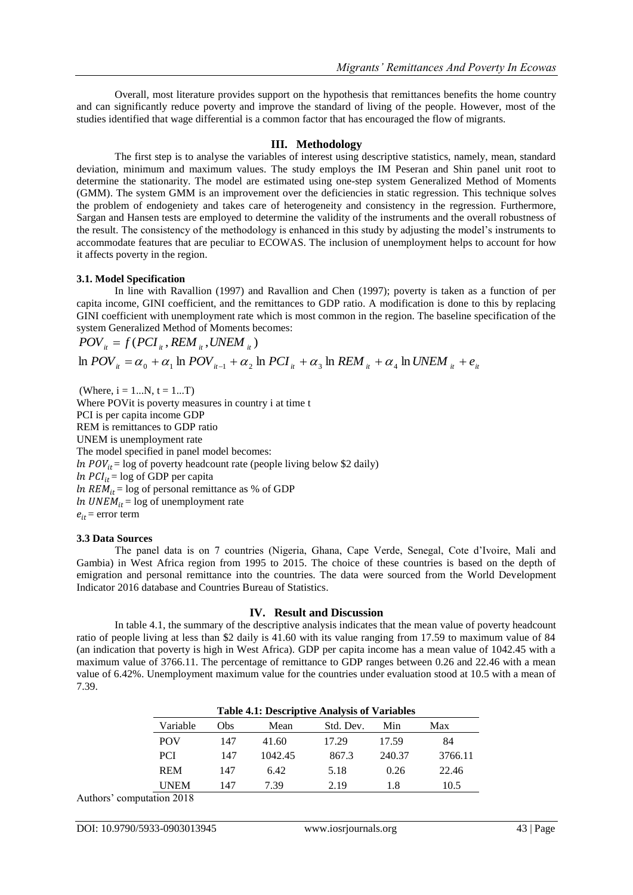Overall, most literature provides support on the hypothesis that remittances benefits the home country and can significantly reduce poverty and improve the standard of living of the people. However, most of the studies identified that wage differential is a common factor that has encouraged the flow of migrants.

## III. Methodology

The first step is to analyse the variables of interest using descriptive statistics, namely, mean, standard deviation, minimum and maximum values. The study employs the IM Peseran and Shin panel unit root to determine the stationarity. The model are estimated using one-step system Generalized Method of Moments (GMM). The system GMM is an improvement over the deficiencies in static regression. This technique solves the problem of endogeniety and takes care of heterogeneity and consistency in the regression. Furthermore, Sargan and Hansen tests are employed to determine the validity of the instruments and the overall robustness of the result. The consistency of the methodology is enhanced in this study by adjusting the model's instruments to accommodate features that are peculiar to ECOWAS. The inclusion of unemployment helps to account for how it affects poverty in the region.

### 3.1. Model Specification

In line with Ravallion (1997) and Ravallion and Chen (1997); poverty is taken as a function of per capita income, GINI coefficient, and the remittances to GDP ratio. A modification is done to this by replacing GINI coefficient with unemployment rate which is most common in the region. The baseline specification of the system Generalized Method of Moments becomes:

$$POV_{it} = f(PCI_{it}, REM_{it}, UNEM_{it})$$

$$\ln POV_{it} = \alpha_0 + \alpha_1 \ln POV_{it-1} + \alpha_2 \ln PCI_{it} + \alpha_3 \ln REM_{it} + \alpha_4 \ln UNEM_{it} + e_{it}$$

(Where, $i = 1...N$, $t = 1...T$)

Where POVit is poverty measures in country i at time t

PCI is per capita income GDP

REM is remittances to GDP ratio

UNEM is unemployment rate

The model specified in panel model becomes:

$ln\ POV_{it}$ = log of poverty headcount rate (people living below \$2 daily)

$ln\ PCI_{it}$ = log of GDP per capita

$ln\ REM_{it}$ = log of personal remittance as % of GDP

$ln\ UNEM_{it}$ = log of unemployment rate

$e_{it}$ = error term

### 3.3 Data Sources

The panel data is on 7 countries (Nigeria, Ghana, Cape Verde, Senegal, Cote d'Ivoire, Mali and Gambia) in West Africa region from 1995 to 2015. The choice of these countries is based on the depth of emigration and personal remittance into the countries. The data were sourced from the World Development Indicator 2016 database and Countries Bureau of Statistics.

## IV. Result and Discussion

In table 4.1, the summary of the descriptive analysis indicates that the mean value of poverty headcount ratio of people living at less than \$2 daily is 41.60 with its value ranging from 17.59 to maximum value of 84 (an indication that poverty is high in West Africa). GDP per capita income has a mean value of 1042.45 with a maximum value of 3766.11. The percentage of remittance to GDP ranges between 0.26 and 22.46 with a mean value of 6.42%. Unemployment maximum value for the countries under evaluation stood at 10.5 with a mean of 7.39.

**Table 4.1: Descriptive Analysis of Variables**

| Variable | Obs | Mean | Std. Dev. | Min | Max |
|---|---|---|---|---|---|
| POV | 147 | 41.60 | 17.29 | 17.59 | 84 |
| PCI | 147 | 1042.45 | 867.3 | 240.37 | 3766.11 |
| REM | 147 | 6.42 | 5.18 | 0.26 | 22.46 |
| UNEM | 147 | 7.39 | 2.19 | 1.8 | 10.5 |

Authors' computation 2018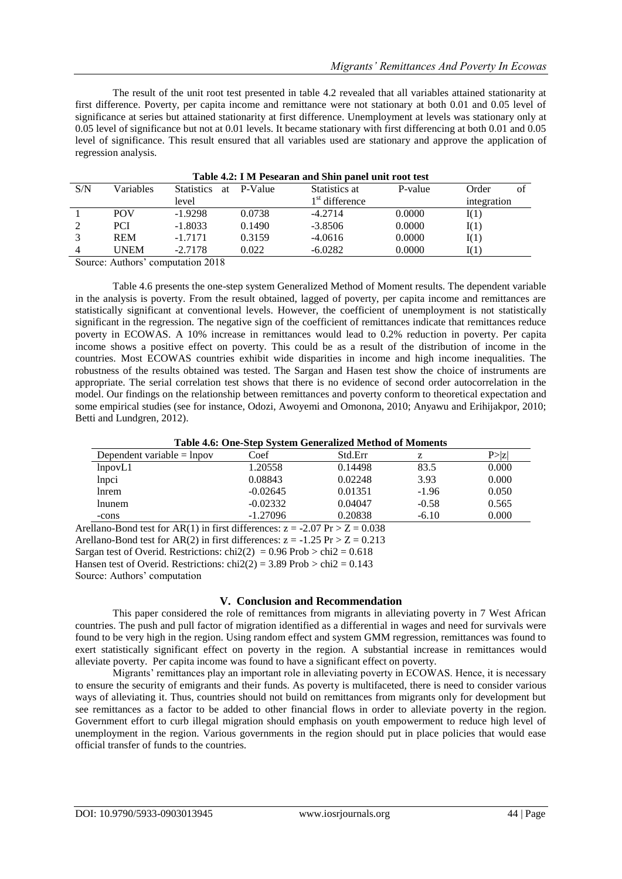The result of the unit root test presented in table 4.2 revealed that all variables attained stationarity at first difference. Poverty, per capita income and remittance were not stationary at both 0.01 and 0.05 level of significance at series but attained stationarity at first difference. Unemployment at levels was stationary only at 0.05 level of significance but not at 0.01 levels. It became stationary with first differencing at both 0.01 and 0.05 level of significance. This result ensured that all variables used are stationary and approve the application of regression analysis.

**Table 4.2: I M Pesearan and Shin panel unit root test**

| S/N | Variables | Statistics at level | P-Value | Statistics at 1st difference | P-value | Order of integration |
|---|---|---|---|---|---|---|
| 1 | POV | -1.9298 | 0.0738 | -4.2714 | 0.0000 | I(1) |
| 2 | PCI | -1.8033 | 0.1490 | -3.8506 | 0.0000 | I(1) |
| 3 | REM | -1.7171 | 0.3159 | -4.0616 | 0.0000 | I(1) |
| 4 | UNEM | -2.7178 | 0.022 | -6.0282 | 0.0000 | I(1) |

Source: Authors' computation 2018

Table 4.6 presents the one-step system Generalized Method of Moment results. The dependent variable in the analysis is poverty. From the result obtained, lagged of poverty, per capita income and remittances are statistically significant at conventional levels. However, the coefficient of unemployment is not statistically significant in the regression. The negative sign of the coefficient of remittances indicate that remittances reduce poverty in ECOWAS. A 10% increase in remittances would lead to 0.2% reduction in poverty. Per capita income shows a positive effect on poverty. This could be as a result of the distribution of income in the countries. Most ECOWAS countries exhibit wide disparities in income and high income inequalities. The robustness of the results obtained was tested. The Sargan and Hasen test show the choice of instruments are appropriate. The serial correlation test shows that there is no evidence of second order autocorrelation in the model. Our findings on the relationship between remittances and poverty conform to theoretical expectation and some empirical studies (see for instance, Odozi, Awoyemi and Omonona, 2010; Anyawu and Erihijakpor, 2010; Betti and Lundgren, 2012).

**Table 4.6: One-Step System Generalized Method of Moments**

| Dependent variable = lnpov | Coef | Std.Err | z | P>\|z\| |
|---|---|---|---|---|
| lnpovL1 | 1.20558 | 0.14498 | 83.5 | 0.000 |
| lnpci | 0.08843 | 0.02248 | 3.93 | 0.000 |
| lnrem | -0.02645 | 0.01351 | -1.96 | 0.050 |
| lnunem | -0.02332 | 0.04047 | -0.58 | 0.565 |
| -cons | -1.27096 | 0.20838 | -6.10 | 0.000 |

Arellano-Bond test for AR(1) in first differences: $z = -2.07$ $Pr > Z = 0.038$
Arellano-Bond test for AR(2) in first differences: $z = -1.25$ $Pr > Z = 0.213$
Sargan test of Overid. Restrictions: $chi2(2) = 0.96$ $Prob > chi2 = 0.618$
Hansen test of Overid. Restrictions: $chi2(2) = 3.89$ $Prob > chi2 = 0.143$
Source: Authors' computation

## V. Conclusion and Recommendation

This paper considered the role of remittances from migrants in alleviating poverty in 7 West African countries. The push and pull factor of migration identified as a differential in wages and need for survivals were found to be very high in the region. Using random effect and system GMM regression, remittances was found to exert statistically significant effect on poverty in the region. A substantial increase in remittances would alleviate poverty. Per capita income was found to have a significant effect on poverty.

Migrants' remittances play an important role in alleviating poverty in ECOWAS. Hence, it is necessary to ensure the security of emigrants and their funds. As poverty is multifaceted, there is need to consider various ways of alleviating it. Thus, countries should not build on remittances from migrants only for development but see remittances as a factor to be added to other financial flows in order to alleviate poverty in the region. Government effort to curb illegal migration should emphasis on youth empowerment to reduce high level of unemployment in the region. Various governments in the region should put in place policies that would ease official transfer of funds to the countries.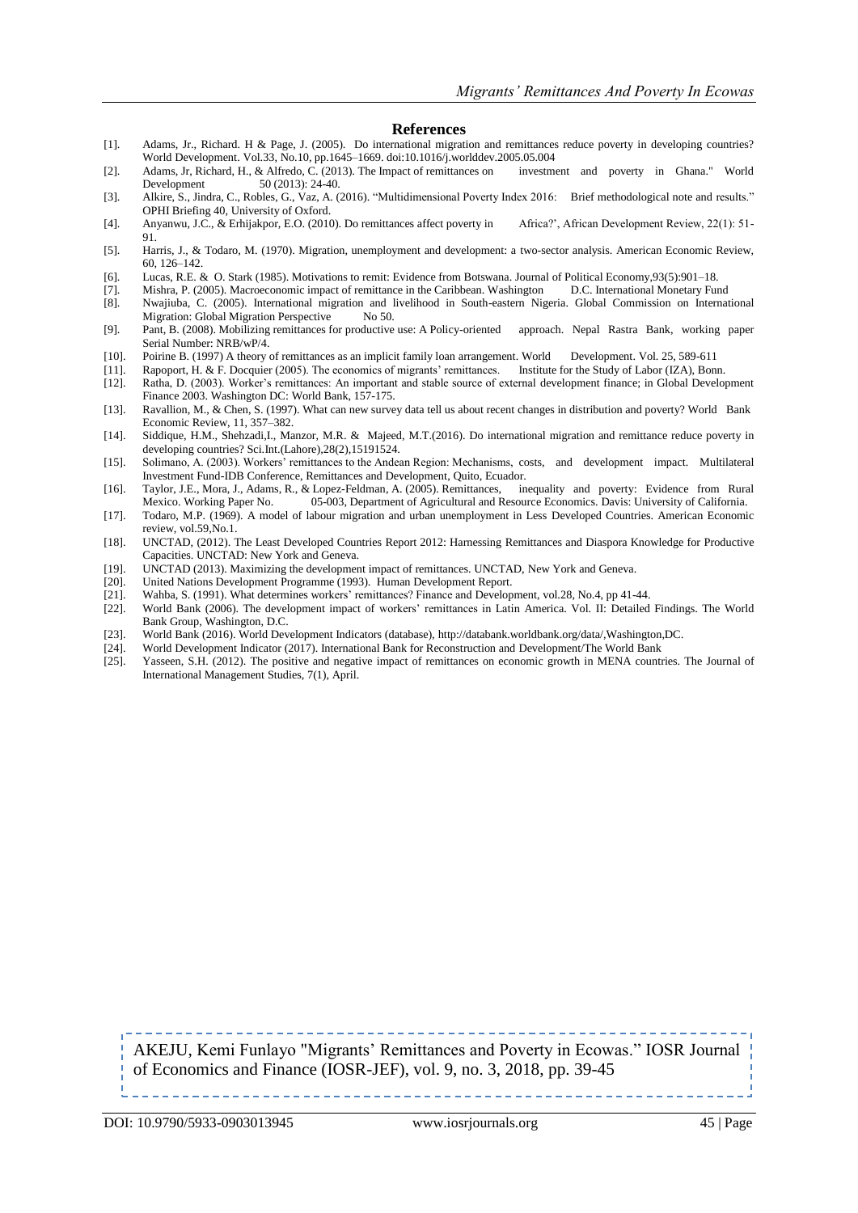## References

[1]. Adams, Jr., Richard. H & Page, J. (2005). Do international migration and remittances reduce poverty in developing countries? World Development. Vol.33, No.10, pp.1645–1669. doi:10.1016/j.worlddev.2005.05.004

[2]. Adams, Jr, Richard, H., & Alfredo, C. (2013). The Impact of remittances on investment and poverty in Ghana." World Development 50 (2013): 24-40.

[3]. Alkire, S., Jindra, C., Robles, G., Vaz, A. (2016). "Multidimensional Poverty Index 2016: Brief methodological note and results." OPHI Briefing 40, University of Oxford.

[4]. Anyanwu, J.C., & Erhijakpor, E.O. (2010). Do remittances affect poverty in Africa?', African Development Review, 22(1): 51-91.

[5]. Harris, J., & Todaro, M. (1970). Migration, unemployment and development: a two-sector analysis. American Economic Review, 60, 126–142.

[6]. Lucas, R.E. & O. Stark (1985). Motivations to remit: Evidence from Botswana. Journal of Political Economy,93(5):901–18.

[7]. Mishra, P. (2005). Macroeconomic impact of remittance in the Caribbean. Washington D.C. International Monetary Fund

[8]. Nwajiuba, C. (2005). International migration and livelihood in South-eastern Nigeria. Global Commission on International Migration: Global Migration Perspective No 50.

[9]. Pant, B. (2008). Mobilizing remittances for productive use: A Policy-oriented approach. Nepal Rastra Bank, working paper Serial Number: NRB/wP/4.

[10]. Poirine B. (1997) A theory of remittances as an implicit family loan arrangement. World Development. Vol. 25, 589-611

[11]. Rapoport, H. & F. Docquier (2005). The economics of migrants' remittances. Institute for the Study of Labor (IZA), Bonn.

[12]. Ratha, D. (2003). Worker's remittances: An important and stable source of external development finance; in Global Development Finance 2003. Washington DC: World Bank, 157-175.

[13]. Ravallion, M., & Chen, S. (1997). What can new survey data tell us about recent changes in distribution and poverty? World Bank Economic Review, 11, 357–382.

[14]. Siddique, H.M., Shehzadi,I., Manzor, M.R. & Majeed, M.T.(2016). Do international migration and remittance reduce poverty in developing countries? Sci.Int.(Lahore),28(2),15191524.

[15]. Solimano, A. (2003). Workers' remittances to the Andean Region: Mechanisms, costs, and development impact. Multilateral Investment Fund-IDB Conference, Remittances and Development, Quito, Ecuador.

[16]. Taylor, J.E., Mora, J., Adams, R., & Lopez-Feldman, A. (2005). Remittances, inequality and poverty: Evidence from Rural Mexico. Working Paper No. 05-003, Department of Agricultural and Resource Economics. Davis: University of California.

[17]. Todaro, M.P. (1969). A model of labour migration and urban unemployment in Less Developed Countries. American Economic review, vol.59,No.1.

[18]. UNCTAD, (2012). The Least Developed Countries Report 2012: Harnessing Remittances and Diaspora Knowledge for Productive Capacities. UNCTAD: New York and Geneva.

[19]. UNCTAD (2013). Maximizing the development impact of remittances. UNCTAD, New York and Geneva.

[20]. United Nations Development Programme (1993). Human Development Report.

[21]. Wahba, S. (1991). What determines workers' remittances? Finance and Development, vol.28, No.4, pp 41-44.

[22]. World Bank (2006). The development impact of workers' remittances in Latin America. Vol. II: Detailed Findings. The World Bank Group, Washington, D.C.

[23]. World Bank (2016). World Development Indicators (database), http://databank.worldbank.org/data/,Washington,DC.

[24]. World Development Indicator (2017). International Bank for Reconstruction and Development/The World Bank

[25]. Yasseen, S.H. (2012). The positive and negative impact of remittances on economic growth in MENA countries. The Journal of International Management Studies, 7(1), April.

AKEJU, Kemi Funlayo "Migrants' Remittances and Poverty in Ecowas." IOSR Journal of Economics and Finance (IOSR-JEF), vol. 9, no. 3, 2018, pp. 39-45